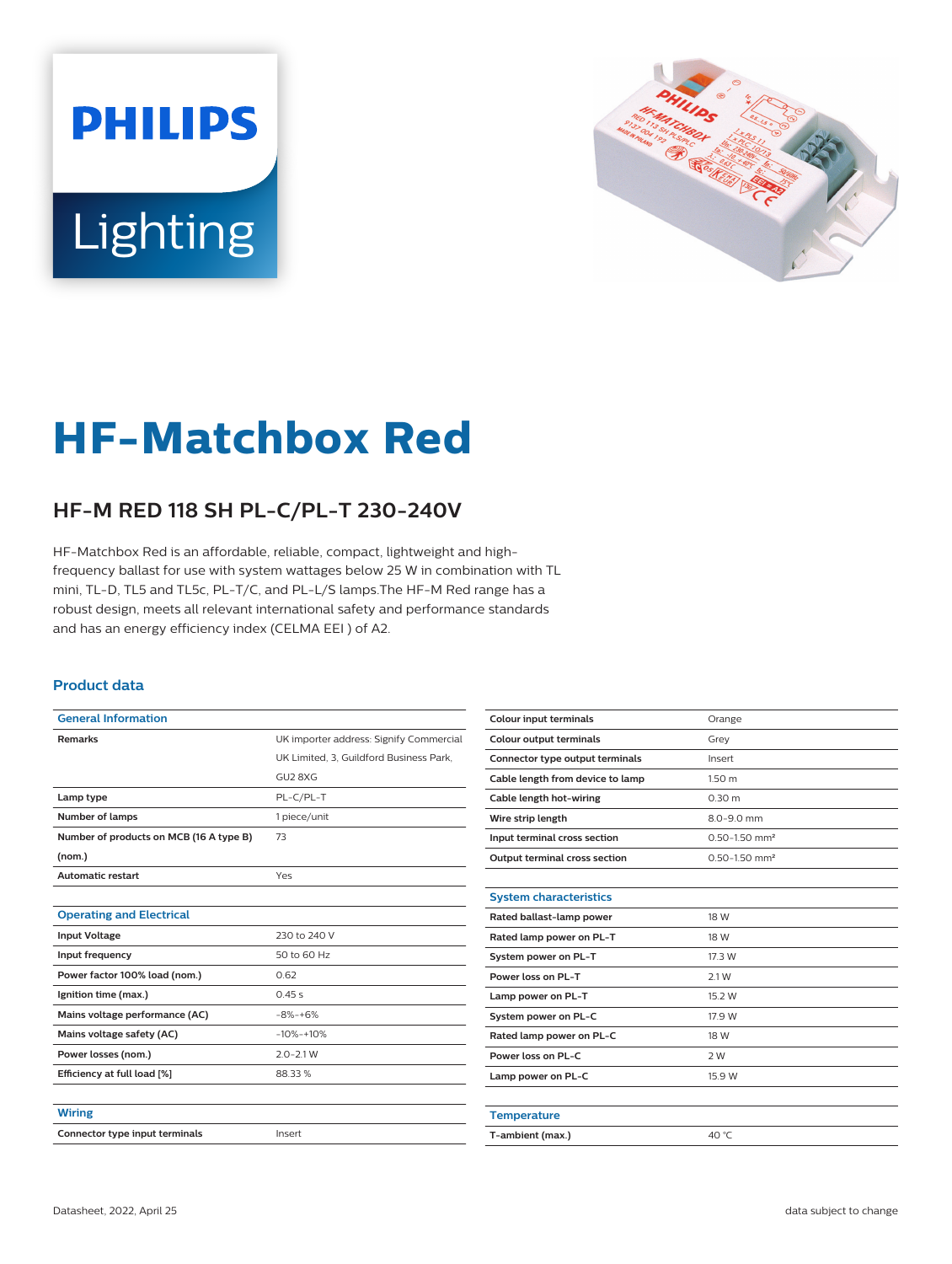# HF-Matchbox Red

## HF-M RED 118 SH PL-C/PL-T 230-240V

HF-Matchbox Red is an affordable, reliable, compact, lightweight and high-frequency ballast for use with system wattages below 25 W in combination with TL mini, TL-D, TL5 and TL5c, PL-T/C, and PL-L/S lamps.The HF-M Red range has a robust design, meets all relevant international safety and performance standards and has an energy efficiency index (CELMA EEI ) of A2.

### Product data

| General Information | |
|---|---|
| Remarks | UK importer address: Signify Commercial UK Limited, 3, Guildford Business Park, GU2 8XG |
| Lamp type | PL-C/PL-T |
| Number of lamps | 1 piece/unit |
| Number of products on MCB (16 A type B) (nom.) | 73 |
| Automatic restart | Yes |

| Operating and Electrical | |
|---|---|
| Input Voltage | 230 to 240 V |
| Input frequency | 50 to 60 Hz |
| Power factor 100% load (nom.) | 0.62 |
| Ignition time (max.) | 0.45 s |
| Mains voltage performance (AC) | -8%-+6% |
| Mains voltage safety (AC) | -10%-+10% |
| Power losses (nom.) | 2.0-2.1 W |
| Efficiency at full load [%] | 88.33 % |

| Wiring | |
|---|---|
| Connector type input terminals | Insert |
| Colour input terminals | Orange |
| Colour output terminals | Grey |
| Connector type output terminals | Insert |
| Cable length from device to lamp | 1.50 m |
| Cable length hot-wiring | 0.30 m |
| Wire strip length | 8.0-9.0 mm |
| Input terminal cross section | 0.50-1.50 mm² |
| Output terminal cross section | 0.50-1.50 mm² |

| System characteristics | |
|---|---|
| Rated ballast-lamp power | 18 W |
| Rated lamp power on PL-T | 18 W |
| System power on PL-T | 17.3 W |
| Power loss on PL-T | 2.1 W |
| Lamp power on PL-T | 15.2 W |
| System power on PL-C | 17.9 W |
| Rated lamp power on PL-C | 18 W |
| Power loss on PL-C | 2 W |
| Lamp power on PL-C | 15.9 W |

| Temperature | |
|---|---|
| T-ambient (max.) | 40 °C |

Datasheet, 2022, April 25 data subject to change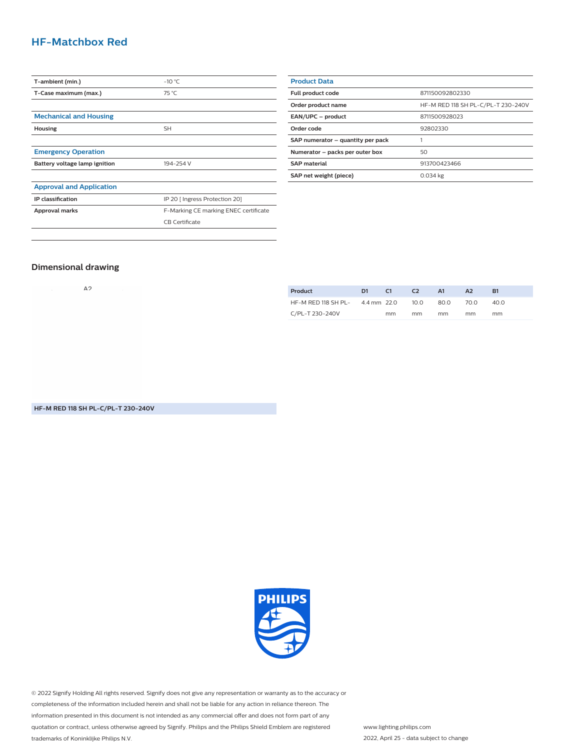## HF-Matchbox Red

| | |
|---|---|
| T-ambient (min.) | -10 °C |
| T-Case maximum (max.) | 75 °C |

### Mechanical and Housing

| | |
|---|---|
| Housing | SH |

### Emergency Operation

| | |
|---|---|
| Battery voltage lamp ignition | 194-254 V |

### Approval and Application

| | |
|---|---|
| IP classification | IP 20 [ Ingress Protection 20] |
| Approval marks | F-Marking CE marking ENEC certificate CB Certificate |

### Product Data

| | |
|---|---|
| Full product code | 871150092802330 |
| Order product name | HF-M RED 118 SH PL-C/PL-T 230-240V |
| EAN/UPC – product | 8711500928023 |
| Order code | 92802330 |
| SAP numerator – quantity per pack | 1 |
| Numerator – packs per outer box | 50 |
| SAP material | 913700423466 |
| SAP net weight (piece) | 0.034 kg |

## Dimensional drawing

A2

HF-M RED 118 SH PL-C/PL-T 230-240V

| Product | D1 | C1 | C2 | A1 | A2 | B1 |
|---|---|---|---|---|---|---|
| HF-M RED 118 SH PL-C/PL-T 230-240V | 4.4 mm | 22.0 mm | 10.0 mm | 80.0 mm | 70.0 mm | 40.0 mm |

© 2022 Signify Holding All rights reserved. Signify does not give any representation or warranty as to the accuracy or completeness of the information included herein and shall not be liable for any action in reliance thereon. The information presented in this document is not intended as any commercial offer and does not form part of any quotation or contract, unless otherwise agreed by Signify. Philips and the Philips Shield Emblem are registered trademarks of Koninklijke Philips N.V.

www.lighting.philips.com

2022, April 25 - data subject to change